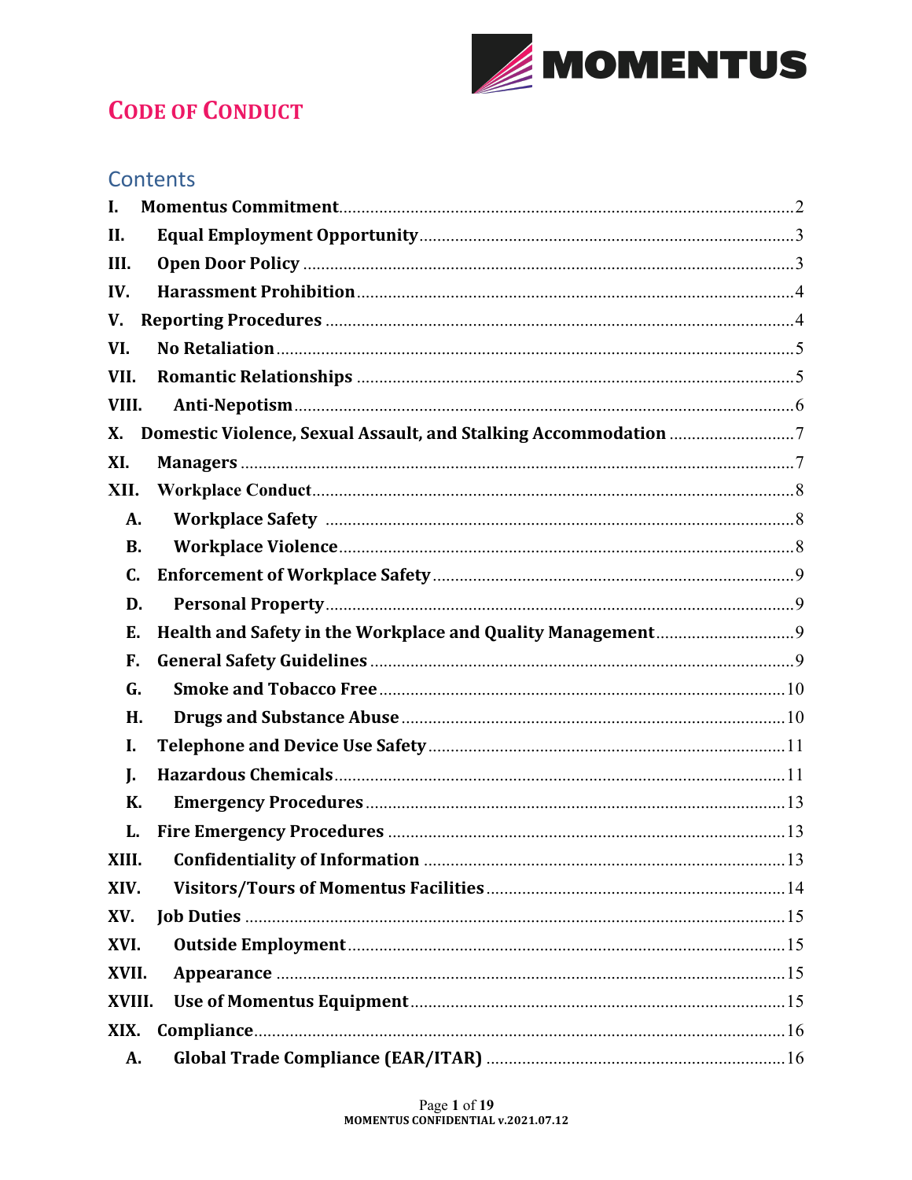# CODE OF CONDUCT

## Contents

- I. Momentus Commitment ... 2
- II. Equal Employment Opportunity ... 3
- III. Open Door Policy ... 3
- IV. Harassment Prohibition ... 4
- V. Reporting Procedures ... 4
- VI. No Retaliation ... 5
- VII. Romantic Relationships ... 5
- VIII. Anti-Nepotism ... 6
- X. Domestic Violence, Sexual Assault, and Stalking Accommodation ... 7
- XI. Managers ... 7
- XII. Workplace Conduct ... 8
  - A. Workplace Safety ... 8
  - B. Workplace Violence ... 8
  - C. Enforcement of Workplace Safety ... 9
  - D. Personal Property ... 9
  - E. Health and Safety in the Workplace and Quality Management ... 9
  - F. General Safety Guidelines ... 9
  - G. Smoke and Tobacco Free ... 10
  - H. Drugs and Substance Abuse ... 10
  - I. Telephone and Device Use Safety ... 11
  - J. Hazardous Chemicals ... 11
  - K. Emergency Procedures ... 13
  - L. Fire Emergency Procedures ... 13
- XIII. Confidentiality of Information ... 13
- XIV. Visitors/Tours of Momentus Facilities ... 14
- XV. Job Duties ... 15
- XVI. Outside Employment ... 15
- XVII. Appearance ... 15
- XVIII. Use of Momentus Equipment ... 15
- XIX. Compliance ... 16
  - A. Global Trade Compliance (EAR/ITAR) ... 16

MOMENTUS CONFIDENTIAL v.2021.07.12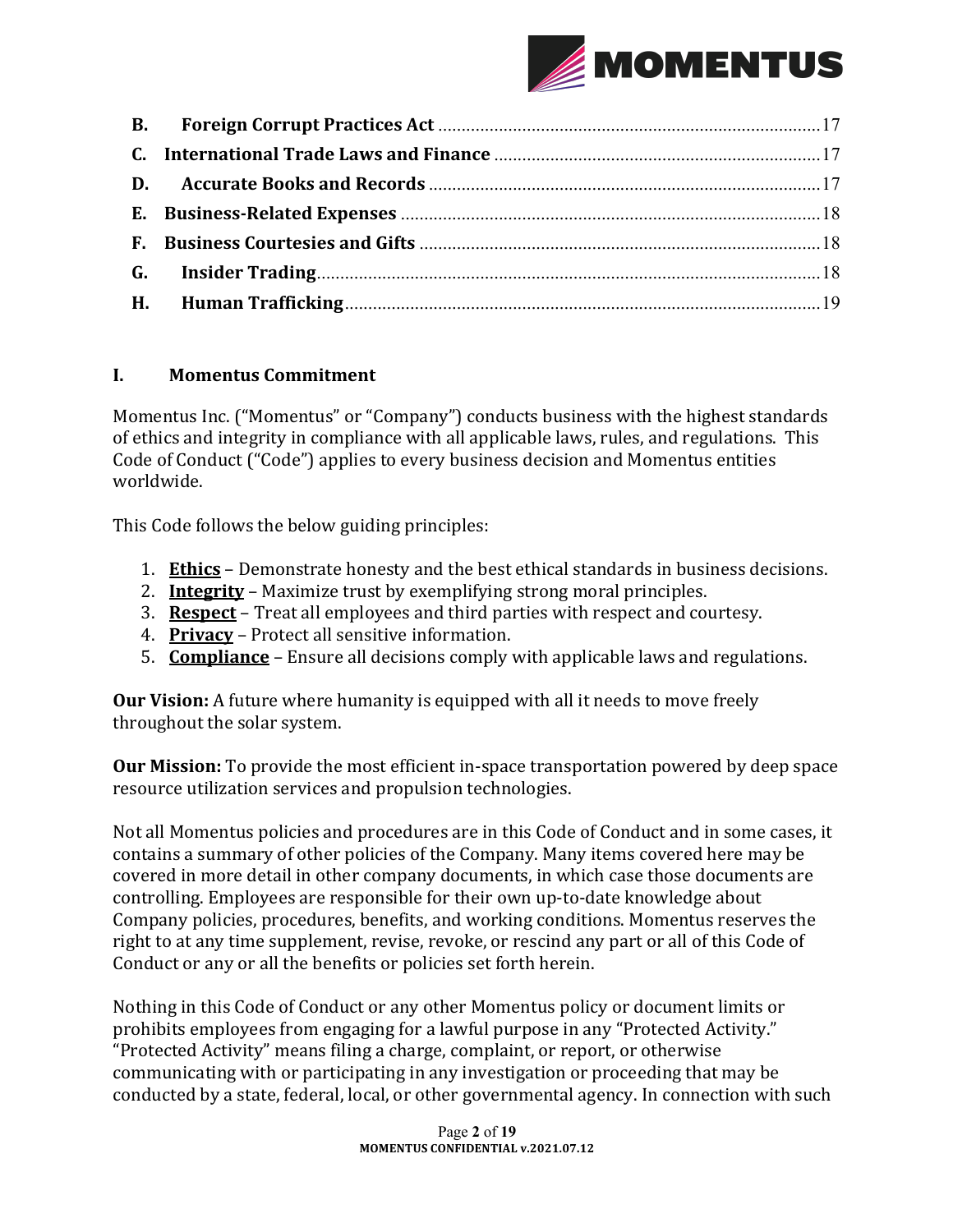| | | |
|---|---|---|
| **B.** | **Foreign Corrupt Practices Act** | 17 |
| **C.** | **International Trade Laws and Finance** | 17 |
| **D.** | **Accurate Books and Records** | 17 |
| **E.** | **Business-Related Expenses** | 18 |
| **F.** | **Business Courtesies and Gifts** | 18 |
| **G.** | **Insider Trading** | 18 |
| **H.** | **Human Trafficking** | 19 |

## I. Momentus Commitment

Momentus Inc. ("Momentus" or "Company") conducts business with the highest standards of ethics and integrity in compliance with all applicable laws, rules, and regulations. This Code of Conduct ("Code") applies to every business decision and Momentus entities worldwide.

This Code follows the below guiding principles:

1. **Ethics** – Demonstrate honesty and the best ethical standards in business decisions.
2. **Integrity** – Maximize trust by exemplifying strong moral principles.
3. **Respect** – Treat all employees and third parties with respect and courtesy.
4. **Privacy** – Protect all sensitive information.
5. **Compliance** – Ensure all decisions comply with applicable laws and regulations.

**Our Vision:** A future where humanity is equipped with all it needs to move freely throughout the solar system.

**Our Mission:** To provide the most efficient in-space transportation powered by deep space resource utilization services and propulsion technologies.

Not all Momentus policies and procedures are in this Code of Conduct and in some cases, it contains a summary of other policies of the Company. Many items covered here may be covered in more detail in other company documents, in which case those documents are controlling. Employees are responsible for their own up-to-date knowledge about Company policies, procedures, benefits, and working conditions. Momentus reserves the right to at any time supplement, revise, revoke, or rescind any part or all of this Code of Conduct or any or all the benefits or policies set forth herein.

Nothing in this Code of Conduct or any other Momentus policy or document limits or prohibits employees from engaging for a lawful purpose in any "Protected Activity." "Protected Activity" means filing a charge, complaint, or report, or otherwise communicating with or participating in any investigation or proceeding that may be conducted by a state, federal, local, or other governmental agency. In connection with such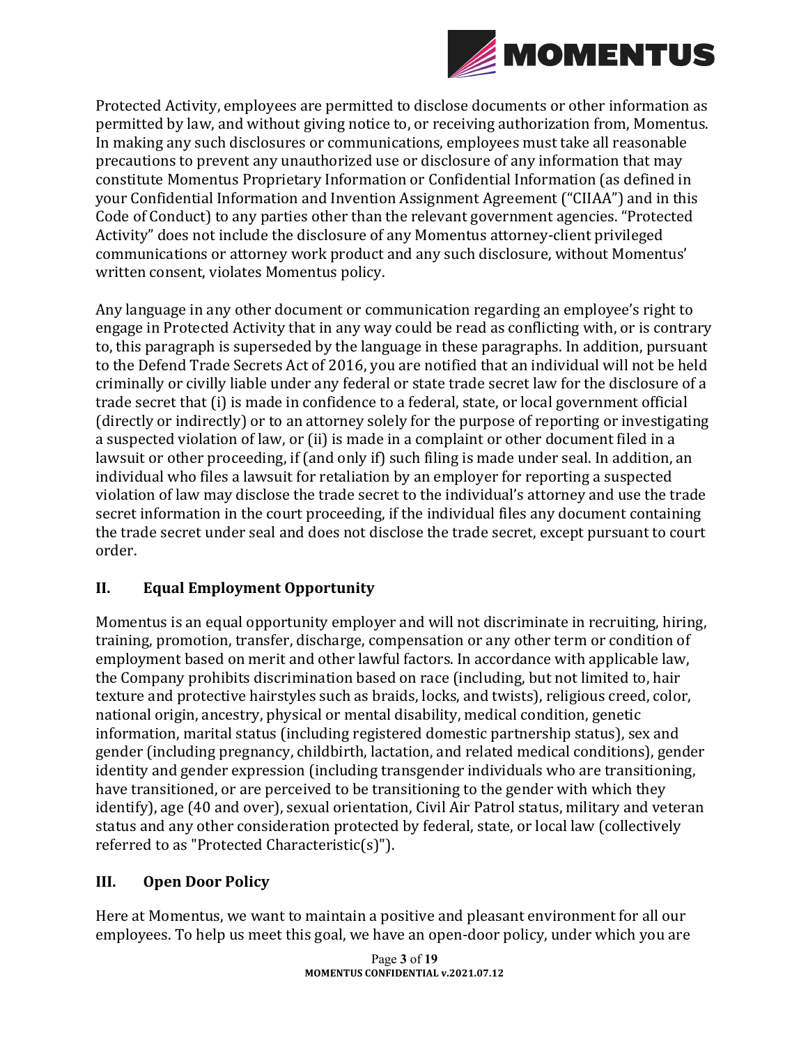Protected Activity, employees are permitted to disclose documents or other information as permitted by law, and without giving notice to, or receiving authorization from, Momentus. In making any such disclosures or communications, employees must take all reasonable precautions to prevent any unauthorized use or disclosure of any information that may constitute Momentus Proprietary Information or Confidential Information (as defined in your Confidential Information and Invention Assignment Agreement ("CIIAA") and in this Code of Conduct) to any parties other than the relevant government agencies. "Protected Activity" does not include the disclosure of any Momentus attorney-client privileged communications or attorney work product and any such disclosure, without Momentus' written consent, violates Momentus policy.

Any language in any other document or communication regarding an employee's right to engage in Protected Activity that in any way could be read as conflicting with, or is contrary to, this paragraph is superseded by the language in these paragraphs. In addition, pursuant to the Defend Trade Secrets Act of 2016, you are notified that an individual will not be held criminally or civilly liable under any federal or state trade secret law for the disclosure of a trade secret that (i) is made in confidence to a federal, state, or local government official (directly or indirectly) or to an attorney solely for the purpose of reporting or investigating a suspected violation of law, or (ii) is made in a complaint or other document filed in a lawsuit or other proceeding, if (and only if) such filing is made under seal. In addition, an individual who files a lawsuit for retaliation by an employer for reporting a suspected violation of law may disclose the trade secret to the individual's attorney and use the trade secret information in the court proceeding, if the individual files any document containing the trade secret under seal and does not disclose the trade secret, except pursuant to court order.

## II. Equal Employment Opportunity

Momentus is an equal opportunity employer and will not discriminate in recruiting, hiring, training, promotion, transfer, discharge, compensation or any other term or condition of employment based on merit and other lawful factors. In accordance with applicable law, the Company prohibits discrimination based on race (including, but not limited to, hair texture and protective hairstyles such as braids, locks, and twists), religious creed, color, national origin, ancestry, physical or mental disability, medical condition, genetic information, marital status (including registered domestic partnership status), sex and gender (including pregnancy, childbirth, lactation, and related medical conditions), gender identity and gender expression (including transgender individuals who are transitioning, have transitioned, or are perceived to be transitioning to the gender with which they identify), age (40 and over), sexual orientation, Civil Air Patrol status, military and veteran status and any other consideration protected by federal, state, or local law (collectively referred to as "Protected Characteristic(s)").

## III. Open Door Policy

Here at Momentus, we want to maintain a positive and pleasant environment for all our employees. To help us meet this goal, we have an open-door policy, under which you are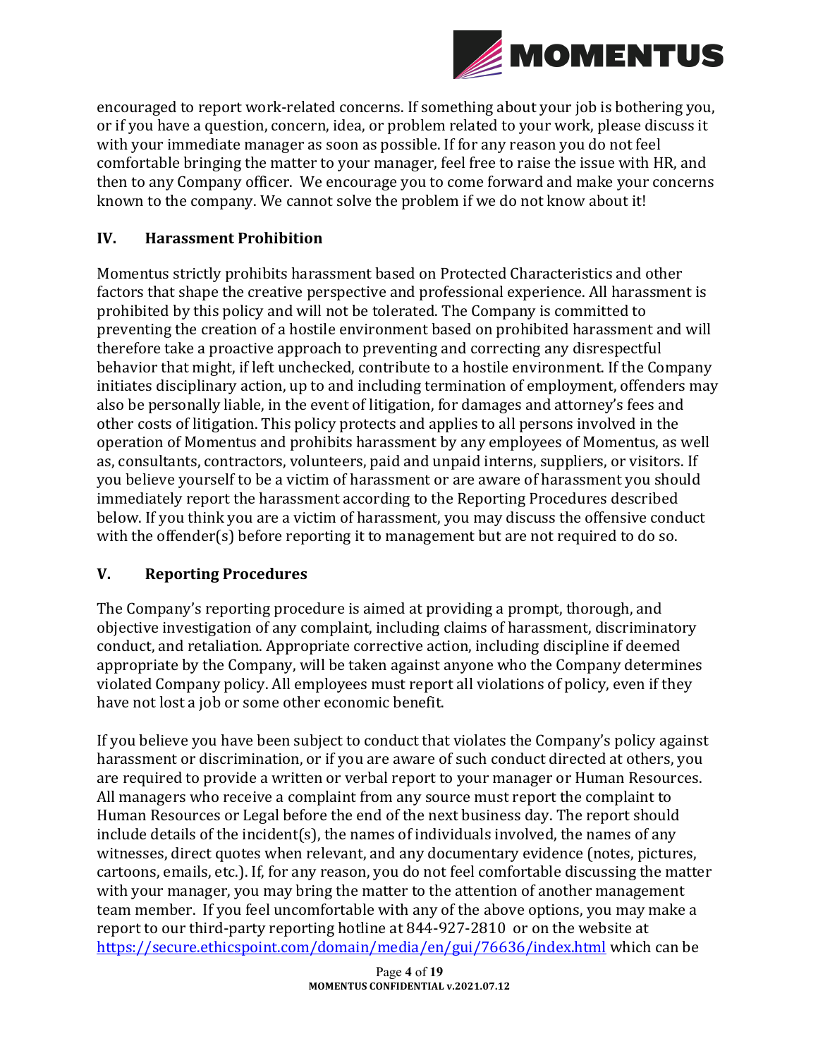encouraged to report work-related concerns. If something about your job is bothering you, or if you have a question, concern, idea, or problem related to your work, please discuss it with your immediate manager as soon as possible. If for any reason you do not feel comfortable bringing the matter to your manager, feel free to raise the issue with HR, and then to any Company officer. We encourage you to come forward and make your concerns known to the company. We cannot solve the problem if we do not know about it!

## IV. Harassment Prohibition

Momentus strictly prohibits harassment based on Protected Characteristics and other factors that shape the creative perspective and professional experience. All harassment is prohibited by this policy and will not be tolerated. The Company is committed to preventing the creation of a hostile environment based on prohibited harassment and will therefore take a proactive approach to preventing and correcting any disrespectful behavior that might, if left unchecked, contribute to a hostile environment. If the Company initiates disciplinary action, up to and including termination of employment, offenders may also be personally liable, in the event of litigation, for damages and attorney's fees and other costs of litigation. This policy protects and applies to all persons involved in the operation of Momentus and prohibits harassment by any employees of Momentus, as well as, consultants, contractors, volunteers, paid and unpaid interns, suppliers, or visitors. If you believe yourself to be a victim of harassment or are aware of harassment you should immediately report the harassment according to the Reporting Procedures described below. If you think you are a victim of harassment, you may discuss the offensive conduct with the offender(s) before reporting it to management but are not required to do so.

## V. Reporting Procedures

The Company's reporting procedure is aimed at providing a prompt, thorough, and objective investigation of any complaint, including claims of harassment, discriminatory conduct, and retaliation. Appropriate corrective action, including discipline if deemed appropriate by the Company, will be taken against anyone who the Company determines violated Company policy. All employees must report all violations of policy, even if they have not lost a job or some other economic benefit.

If you believe you have been subject to conduct that violates the Company's policy against harassment or discrimination, or if you are aware of such conduct directed at others, you are required to provide a written or verbal report to your manager or Human Resources. All managers who receive a complaint from any source must report the complaint to Human Resources or Legal before the end of the next business day. The report should include details of the incident(s), the names of individuals involved, the names of any witnesses, direct quotes when relevant, and any documentary evidence (notes, pictures, cartoons, emails, etc.). If, for any reason, you do not feel comfortable discussing the matter with your manager, you may bring the matter to the attention of another management team member. If you feel uncomfortable with any of the above options, you may make a report to our third-party reporting hotline at 844-927-2810 or on the website at https://secure.ethicspoint.com/domain/media/en/gui/76636/index.html which can be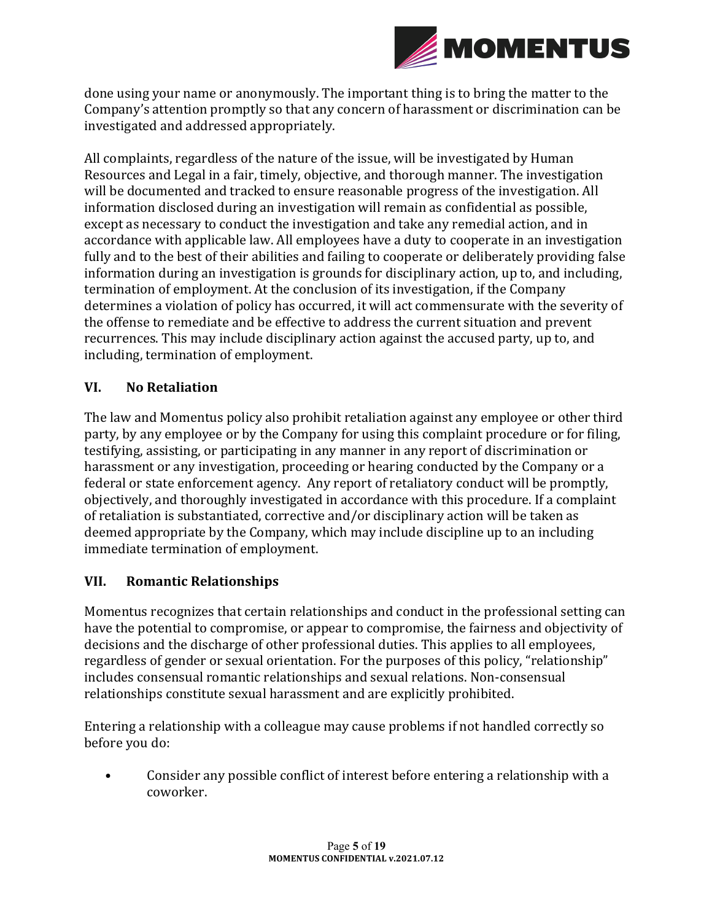done using your name or anonymously. The important thing is to bring the matter to the Company's attention promptly so that any concern of harassment or discrimination can be investigated and addressed appropriately.

All complaints, regardless of the nature of the issue, will be investigated by Human Resources and Legal in a fair, timely, objective, and thorough manner. The investigation will be documented and tracked to ensure reasonable progress of the investigation. All information disclosed during an investigation will remain as confidential as possible, except as necessary to conduct the investigation and take any remedial action, and in accordance with applicable law. All employees have a duty to cooperate in an investigation fully and to the best of their abilities and failing to cooperate or deliberately providing false information during an investigation is grounds for disciplinary action, up to, and including, termination of employment. At the conclusion of its investigation, if the Company determines a violation of policy has occurred, it will act commensurate with the severity of the offense to remediate and be effective to address the current situation and prevent recurrences. This may include disciplinary action against the accused party, up to, and including, termination of employment.

## VI. No Retaliation

The law and Momentus policy also prohibit retaliation against any employee or other third party, by any employee or by the Company for using this complaint procedure or for filing, testifying, assisting, or participating in any manner in any report of discrimination or harassment or any investigation, proceeding or hearing conducted by the Company or a federal or state enforcement agency. Any report of retaliatory conduct will be promptly, objectively, and thoroughly investigated in accordance with this procedure. If a complaint of retaliation is substantiated, corrective and/or disciplinary action will be taken as deemed appropriate by the Company, which may include discipline up to an including immediate termination of employment.

## VII. Romantic Relationships

Momentus recognizes that certain relationships and conduct in the professional setting can have the potential to compromise, or appear to compromise, the fairness and objectivity of decisions and the discharge of other professional duties. This applies to all employees, regardless of gender or sexual orientation. For the purposes of this policy, "relationship" includes consensual romantic relationships and sexual relations. Non-consensual relationships constitute sexual harassment and are explicitly prohibited.

Entering a relationship with a colleague may cause problems if not handled correctly so before you do:

- Consider any possible conflict of interest before entering a relationship with a coworker.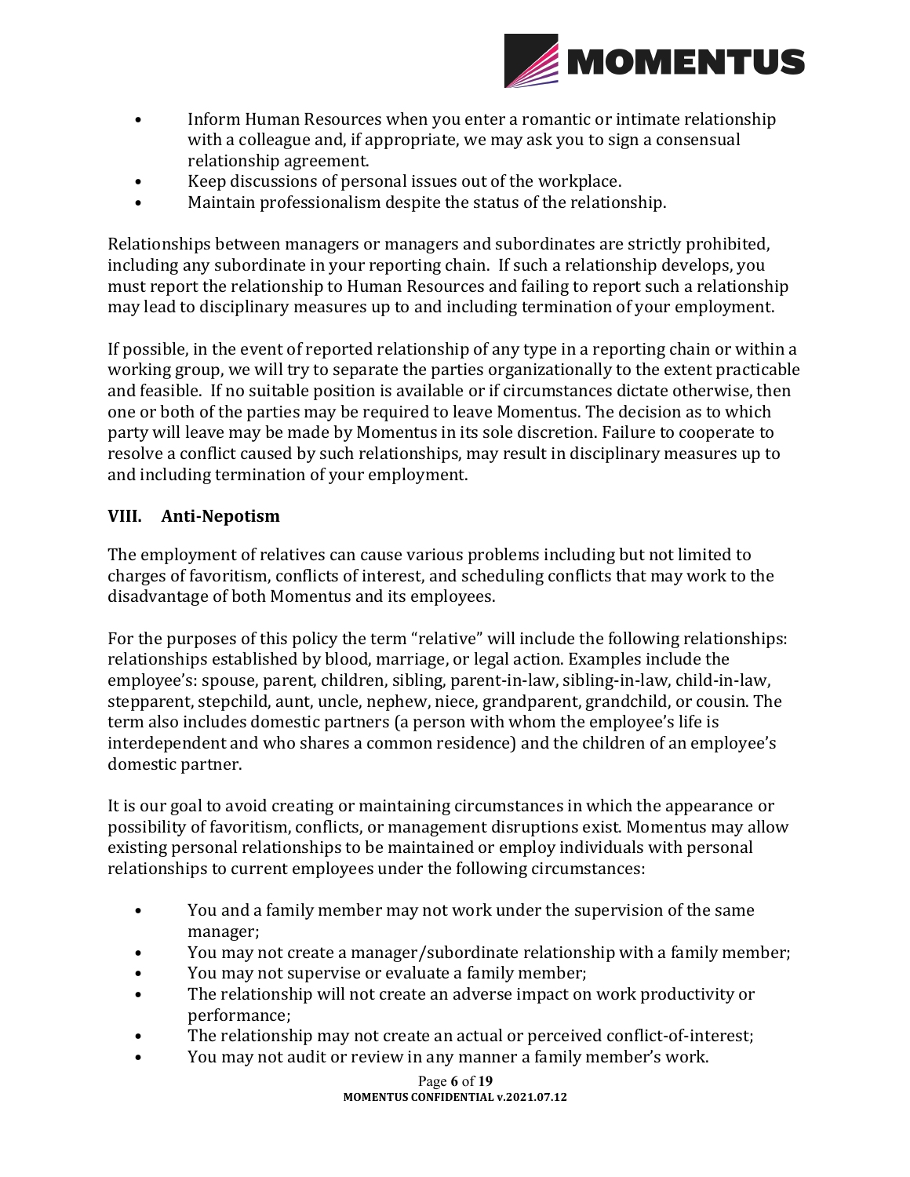- Inform Human Resources when you enter a romantic or intimate relationship with a colleague and, if appropriate, we may ask you to sign a consensual relationship agreement.
- Keep discussions of personal issues out of the workplace.
- Maintain professionalism despite the status of the relationship.

Relationships between managers or managers and subordinates are strictly prohibited, including any subordinate in your reporting chain. If such a relationship develops, you must report the relationship to Human Resources and failing to report such a relationship may lead to disciplinary measures up to and including termination of your employment.

If possible, in the event of reported relationship of any type in a reporting chain or within a working group, we will try to separate the parties organizationally to the extent practicable and feasible. If no suitable position is available or if circumstances dictate otherwise, then one or both of the parties may be required to leave Momentus. The decision as to which party will leave may be made by Momentus in its sole discretion. Failure to cooperate to resolve a conflict caused by such relationships, may result in disciplinary measures up to and including termination of your employment.

## VIII. Anti-Nepotism

The employment of relatives can cause various problems including but not limited to charges of favoritism, conflicts of interest, and scheduling conflicts that may work to the disadvantage of both Momentus and its employees.

For the purposes of this policy the term "relative" will include the following relationships: relationships established by blood, marriage, or legal action. Examples include the employee's: spouse, parent, children, sibling, parent-in-law, sibling-in-law, child-in-law, stepparent, stepchild, aunt, uncle, nephew, niece, grandparent, grandchild, or cousin. The term also includes domestic partners (a person with whom the employee's life is interdependent and who shares a common residence) and the children of an employee's domestic partner.

It is our goal to avoid creating or maintaining circumstances in which the appearance or possibility of favoritism, conflicts, or management disruptions exist. Momentus may allow existing personal relationships to be maintained or employ individuals with personal relationships to current employees under the following circumstances:

- You and a family member may not work under the supervision of the same manager;
- You may not create a manager/subordinate relationship with a family member;
- You may not supervise or evaluate a family member;
- The relationship will not create an adverse impact on work productivity or performance;
- The relationship may not create an actual or perceived conflict-of-interest;
- You may not audit or review in any manner a family member's work.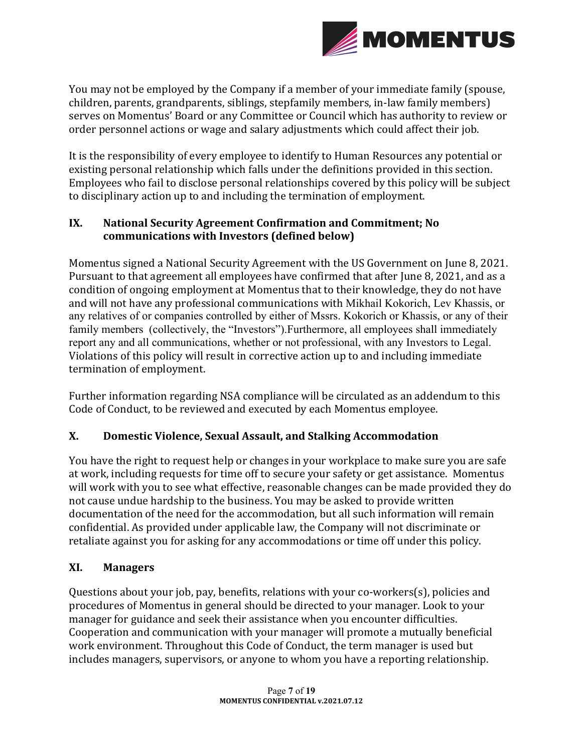You may not be employed by the Company if a member of your immediate family (spouse, children, parents, grandparents, siblings, stepfamily members, in-law family members) serves on Momentus' Board or any Committee or Council which has authority to review or order personnel actions or wage and salary adjustments which could affect their job.

It is the responsibility of every employee to identify to Human Resources any potential or existing personal relationship which falls under the definitions provided in this section. Employees who fail to disclose personal relationships covered by this policy will be subject to disciplinary action up to and including the termination of employment.

## IX. National Security Agreement Confirmation and Commitment; No communications with Investors (defined below)

Momentus signed a National Security Agreement with the US Government on June 8, 2021. Pursuant to that agreement all employees have confirmed that after June 8, 2021, and as a condition of ongoing employment at Momentus that to their knowledge, they do not have and will not have any professional communications with Mikhail Kokorich, Lev Khassis, or any relatives of or companies controlled by either of Mssrs. Kokorich or Khassis, or any of their family members (collectively, the "Investors").Furthermore, all employees shall immediately report any and all communications, whether or not professional, with any Investors to Legal. Violations of this policy will result in corrective action up to and including immediate termination of employment.

Further information regarding NSA compliance will be circulated as an addendum to this Code of Conduct, to be reviewed and executed by each Momentus employee.

## X. Domestic Violence, Sexual Assault, and Stalking Accommodation

You have the right to request help or changes in your workplace to make sure you are safe at work, including requests for time off to secure your safety or get assistance. Momentus will work with you to see what effective, reasonable changes can be made provided they do not cause undue hardship to the business. You may be asked to provide written documentation of the need for the accommodation, but all such information will remain confidential. As provided under applicable law, the Company will not discriminate or retaliate against you for asking for any accommodations or time off under this policy.

## XI. Managers

Questions about your job, pay, benefits, relations with your co-workers(s), policies and procedures of Momentus in general should be directed to your manager. Look to your manager for guidance and seek their assistance when you encounter difficulties. Cooperation and communication with your manager will promote a mutually beneficial work environment. Throughout this Code of Conduct, the term manager is used but includes managers, supervisors, or anyone to whom you have a reporting relationship.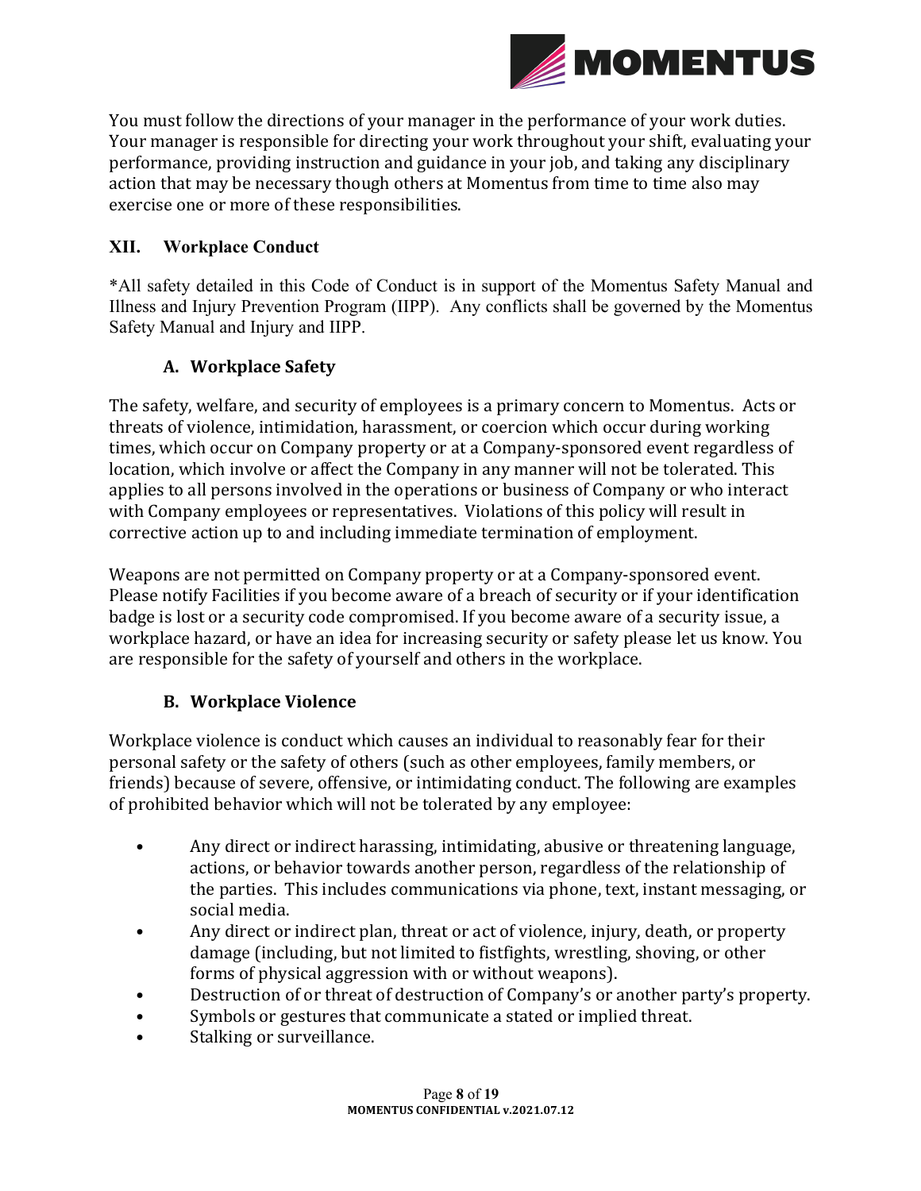You must follow the directions of your manager in the performance of your work duties. Your manager is responsible for directing your work throughout your shift, evaluating your performance, providing instruction and guidance in your job, and taking any disciplinary action that may be necessary though others at Momentus from time to time also may exercise one or more of these responsibilities.

## XII. Workplace Conduct

*All safety detailed in this Code of Conduct is in support of the Momentus Safety Manual and Illness and Injury Prevention Program (IIPP). Any conflicts shall be governed by the Momentus Safety Manual and Injury and IIPP.

### A. Workplace Safety

The safety, welfare, and security of employees is a primary concern to Momentus. Acts or threats of violence, intimidation, harassment, or coercion which occur during working times, which occur on Company property or at a Company-sponsored event regardless of location, which involve or affect the Company in any manner will not be tolerated. This applies to all persons involved in the operations or business of Company or who interact with Company employees or representatives. Violations of this policy will result in corrective action up to and including immediate termination of employment.

Weapons are not permitted on Company property or at a Company-sponsored event. Please notify Facilities if you become aware of a breach of security or if your identification badge is lost or a security code compromised. If you become aware of a security issue, a workplace hazard, or have an idea for increasing security or safety please let us know. You are responsible for the safety of yourself and others in the workplace.

### B. Workplace Violence

Workplace violence is conduct which causes an individual to reasonably fear for their personal safety or the safety of others (such as other employees, family members, or friends) because of severe, offensive, or intimidating conduct. The following are examples of prohibited behavior which will not be tolerated by any employee:

- Any direct or indirect harassing, intimidating, abusive or threatening language, actions, or behavior towards another person, regardless of the relationship of the parties. This includes communications via phone, text, instant messaging, or social media.
- Any direct or indirect plan, threat or act of violence, injury, death, or property damage (including, but not limited to fistfights, wrestling, shoving, or other forms of physical aggression with or without weapons).
- Destruction of or threat of destruction of Company's or another party's property.
- Symbols or gestures that communicate a stated or implied threat.
- Stalking or surveillance.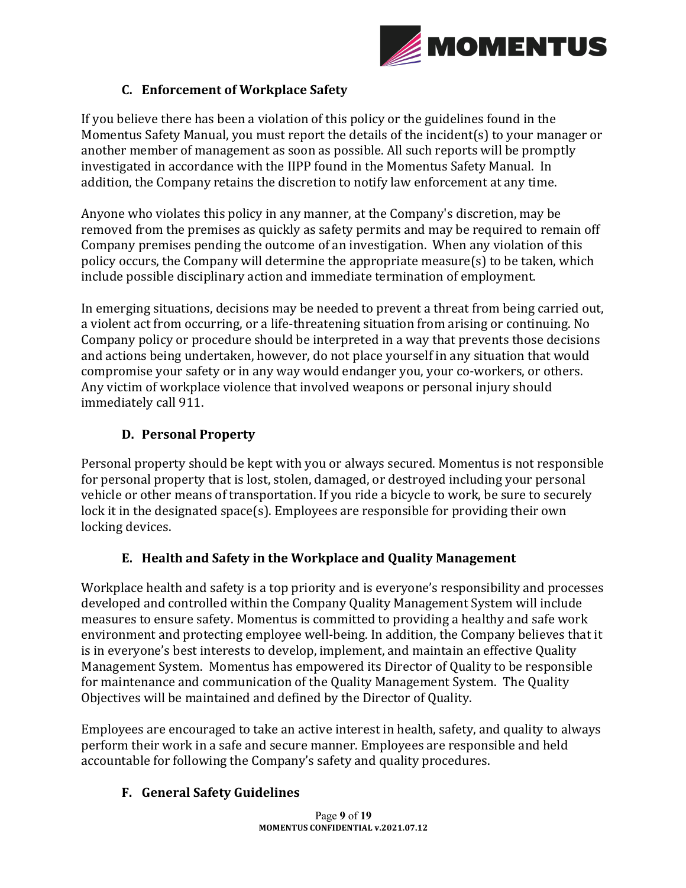### C. Enforcement of Workplace Safety

If you believe there has been a violation of this policy or the guidelines found in the Momentus Safety Manual, you must report the details of the incident(s) to your manager or another member of management as soon as possible. All such reports will be promptly investigated in accordance with the IIPP found in the Momentus Safety Manual. In addition, the Company retains the discretion to notify law enforcement at any time.

Anyone who violates this policy in any manner, at the Company's discretion, may be removed from the premises as quickly as safety permits and may be required to remain off Company premises pending the outcome of an investigation. When any violation of this policy occurs, the Company will determine the appropriate measure(s) to be taken, which include possible disciplinary action and immediate termination of employment.

In emerging situations, decisions may be needed to prevent a threat from being carried out, a violent act from occurring, or a life-threatening situation from arising or continuing. No Company policy or procedure should be interpreted in a way that prevents those decisions and actions being undertaken, however, do not place yourself in any situation that would compromise your safety or in any way would endanger you, your co-workers, or others. Any victim of workplace violence that involved weapons or personal injury should immediately call 911.

### D. Personal Property

Personal property should be kept with you or always secured. Momentus is not responsible for personal property that is lost, stolen, damaged, or destroyed including your personal vehicle or other means of transportation. If you ride a bicycle to work, be sure to securely lock it in the designated space(s). Employees are responsible for providing their own locking devices.

### E. Health and Safety in the Workplace and Quality Management

Workplace health and safety is a top priority and is everyone's responsibility and processes developed and controlled within the Company Quality Management System will include measures to ensure safety. Momentus is committed to providing a healthy and safe work environment and protecting employee well-being. In addition, the Company believes that it is in everyone's best interests to develop, implement, and maintain an effective Quality Management System. Momentus has empowered its Director of Quality to be responsible for maintenance and communication of the Quality Management System. The Quality Objectives will be maintained and defined by the Director of Quality.

Employees are encouraged to take an active interest in health, safety, and quality to always perform their work in a safe and secure manner. Employees are responsible and held accountable for following the Company's safety and quality procedures.

### F. General Safety Guidelines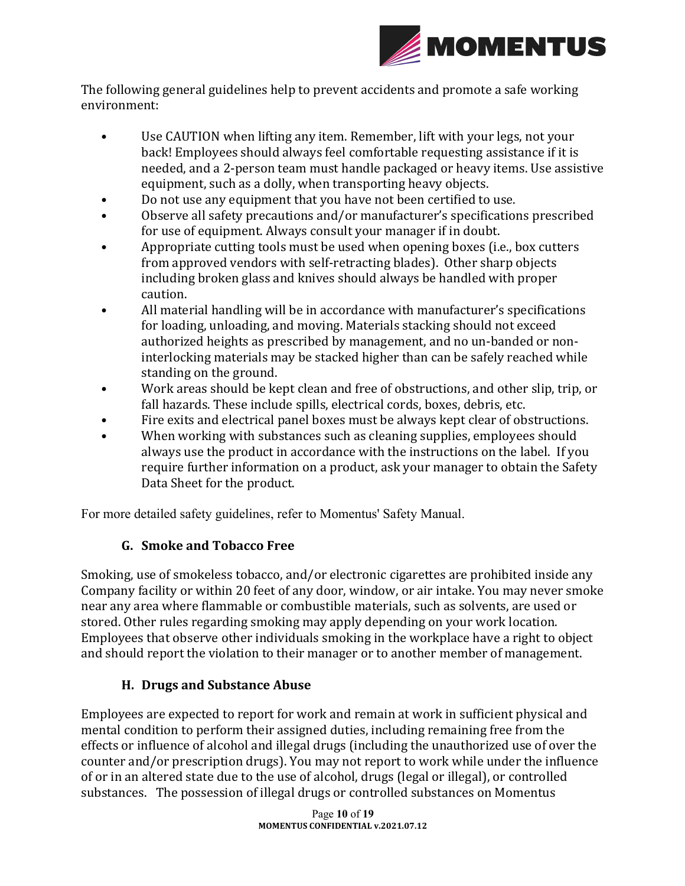The following general guidelines help to prevent accidents and promote a safe working environment:

- Use CAUTION when lifting any item. Remember, lift with your legs, not your back! Employees should always feel comfortable requesting assistance if it is needed, and a 2-person team must handle packaged or heavy items. Use assistive equipment, such as a dolly, when transporting heavy objects.
- Do not use any equipment that you have not been certified to use.
- Observe all safety precautions and/or manufacturer's specifications prescribed for use of equipment. Always consult your manager if in doubt.
- Appropriate cutting tools must be used when opening boxes (i.e., box cutters from approved vendors with self-retracting blades). Other sharp objects including broken glass and knives should always be handled with proper caution.
- All material handling will be in accordance with manufacturer's specifications for loading, unloading, and moving. Materials stacking should not exceed authorized heights as prescribed by management, and no un-banded or non-interlocking materials may be stacked higher than can be safely reached while standing on the ground.
- Work areas should be kept clean and free of obstructions, and other slip, trip, or fall hazards. These include spills, electrical cords, boxes, debris, etc.
- Fire exits and electrical panel boxes must be always kept clear of obstructions.
- When working with substances such as cleaning supplies, employees should always use the product in accordance with the instructions on the label. If you require further information on a product, ask your manager to obtain the Safety Data Sheet for the product.

For more detailed safety guidelines, refer to Momentus' Safety Manual.

### G. Smoke and Tobacco Free

Smoking, use of smokeless tobacco, and/or electronic cigarettes are prohibited inside any Company facility or within 20 feet of any door, window, or air intake. You may never smoke near any area where flammable or combustible materials, such as solvents, are used or stored. Other rules regarding smoking may apply depending on your work location. Employees that observe other individuals smoking in the workplace have a right to object and should report the violation to their manager or to another member of management.

### H. Drugs and Substance Abuse

Employees are expected to report for work and remain at work in sufficient physical and mental condition to perform their assigned duties, including remaining free from the effects or influence of alcohol and illegal drugs (including the unauthorized use of over the counter and/or prescription drugs). You may not report to work while under the influence of or in an altered state due to the use of alcohol, drugs (legal or illegal), or controlled substances. The possession of illegal drugs or controlled substances on Momentus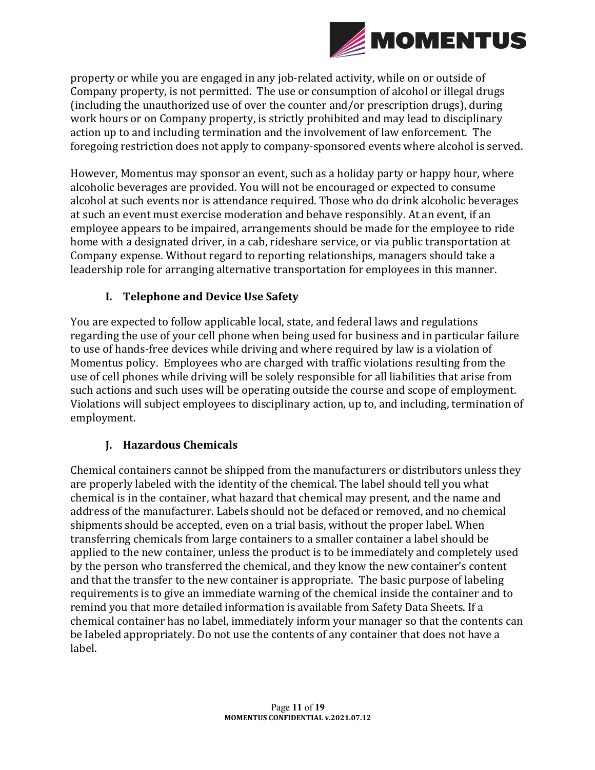property or while you are engaged in any job-related activity, while on or outside of Company property, is not permitted. The use or consumption of alcohol or illegal drugs (including the unauthorized use of over the counter and/or prescription drugs), during work hours or on Company property, is strictly prohibited and may lead to disciplinary action up to and including termination and the involvement of law enforcement. The foregoing restriction does not apply to company-sponsored events where alcohol is served.

However, Momentus may sponsor an event, such as a holiday party or happy hour, where alcoholic beverages are provided. You will not be encouraged or expected to consume alcohol at such events nor is attendance required. Those who do drink alcoholic beverages at such an event must exercise moderation and behave responsibly. At an event, if an employee appears to be impaired, arrangements should be made for the employee to ride home with a designated driver, in a cab, rideshare service, or via public transportation at Company expense. Without regard to reporting relationships, managers should take a leadership role for arranging alternative transportation for employees in this manner.

### I. Telephone and Device Use Safety

You are expected to follow applicable local, state, and federal laws and regulations regarding the use of your cell phone when being used for business and in particular failure to use of hands-free devices while driving and where required by law is a violation of Momentus policy. Employees who are charged with traffic violations resulting from the use of cell phones while driving will be solely responsible for all liabilities that arise from such actions and such uses will be operating outside the course and scope of employment. Violations will subject employees to disciplinary action, up to, and including, termination of employment.

### J. Hazardous Chemicals

Chemical containers cannot be shipped from the manufacturers or distributors unless they are properly labeled with the identity of the chemical. The label should tell you what chemical is in the container, what hazard that chemical may present, and the name and address of the manufacturer. Labels should not be defaced or removed, and no chemical shipments should be accepted, even on a trial basis, without the proper label. When transferring chemicals from large containers to a smaller container a label should be applied to the new container, unless the product is to be immediately and completely used by the person who transferred the chemical, and they know the new container's content and that the transfer to the new container is appropriate. The basic purpose of labeling requirements is to give an immediate warning of the chemical inside the container and to remind you that more detailed information is available from Safety Data Sheets. If a chemical container has no label, immediately inform your manager so that the contents can be labeled appropriately. Do not use the contents of any container that does not have a label.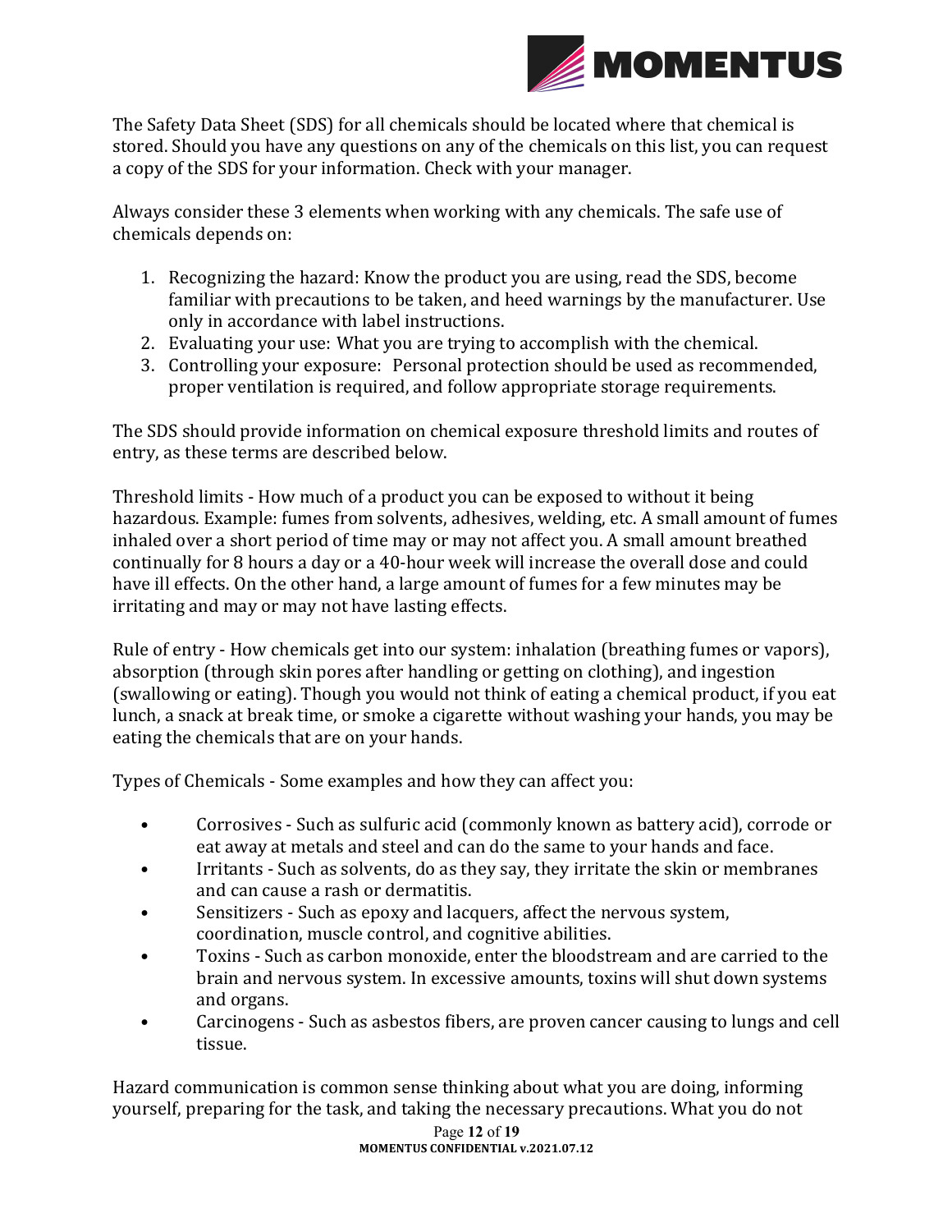The Safety Data Sheet (SDS) for all chemicals should be located where that chemical is stored. Should you have any questions on any of the chemicals on this list, you can request a copy of the SDS for your information. Check with your manager.

Always consider these 3 elements when working with any chemicals. The safe use of chemicals depends on:

1. Recognizing the hazard: Know the product you are using, read the SDS, become familiar with precautions to be taken, and heed warnings by the manufacturer. Use only in accordance with label instructions.
2. Evaluating your use: What you are trying to accomplish with the chemical.
3. Controlling your exposure: Personal protection should be used as recommended, proper ventilation is required, and follow appropriate storage requirements.

The SDS should provide information on chemical exposure threshold limits and routes of entry, as these terms are described below.

Threshold limits - How much of a product you can be exposed to without it being hazardous. Example: fumes from solvents, adhesives, welding, etc. A small amount of fumes inhaled over a short period of time may or may not affect you. A small amount breathed continually for 8 hours a day or a 40-hour week will increase the overall dose and could have ill effects. On the other hand, a large amount of fumes for a few minutes may be irritating and may or may not have lasting effects.

Rule of entry - How chemicals get into our system: inhalation (breathing fumes or vapors), absorption (through skin pores after handling or getting on clothing), and ingestion (swallowing or eating). Though you would not think of eating a chemical product, if you eat lunch, a snack at break time, or smoke a cigarette without washing your hands, you may be eating the chemicals that are on your hands.

Types of Chemicals - Some examples and how they can affect you:

- Corrosives - Such as sulfuric acid (commonly known as battery acid), corrode or eat away at metals and steel and can do the same to your hands and face.
- Irritants - Such as solvents, do as they say, they irritate the skin or membranes and can cause a rash or dermatitis.
- Sensitizers - Such as epoxy and lacquers, affect the nervous system, coordination, muscle control, and cognitive abilities.
- Toxins - Such as carbon monoxide, enter the bloodstream and are carried to the brain and nervous system. In excessive amounts, toxins will shut down systems and organs.
- Carcinogens - Such as asbestos fibers, are proven cancer causing to lungs and cell tissue.

Hazard communication is common sense thinking about what you are doing, informing yourself, preparing for the task, and taking the necessary precautions. What you do not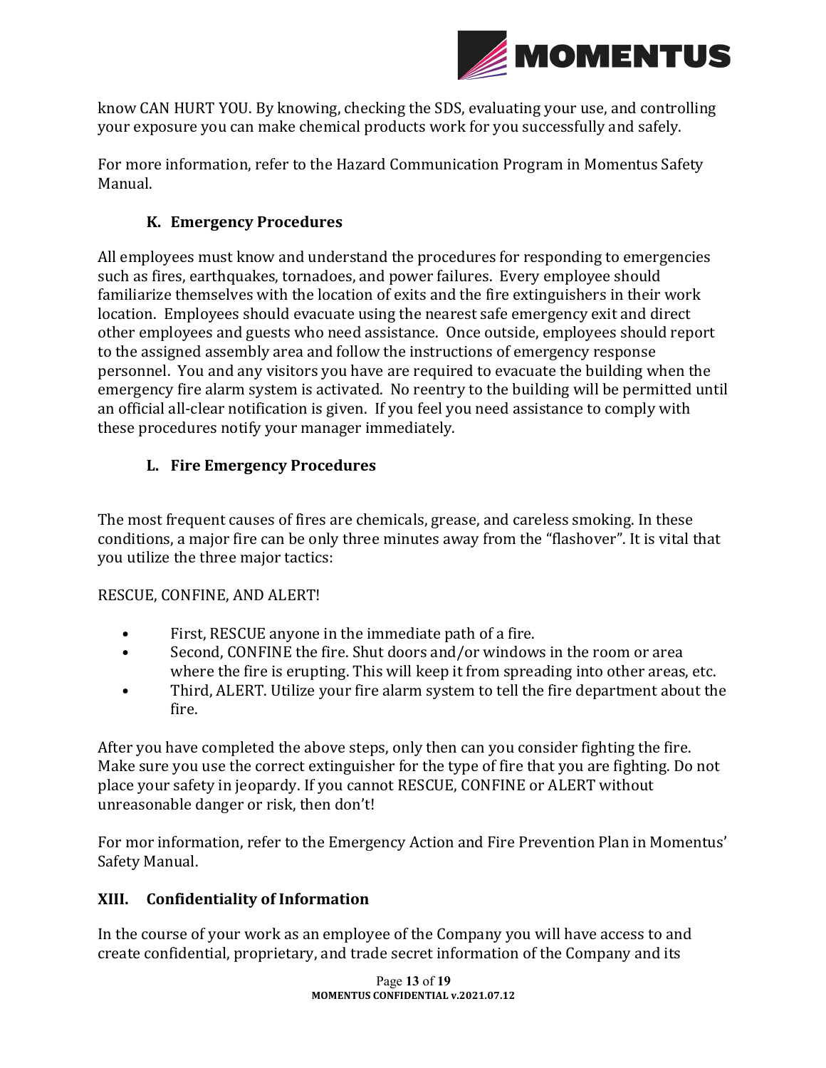know CAN HURT YOU. By knowing, checking the SDS, evaluating your use, and controlling your exposure you can make chemical products work for you successfully and safely.

For more information, refer to the Hazard Communication Program in Momentus Safety Manual.

### K. Emergency Procedures

All employees must know and understand the procedures for responding to emergencies such as fires, earthquakes, tornadoes, and power failures. Every employee should familiarize themselves with the location of exits and the fire extinguishers in their work location. Employees should evacuate using the nearest safe emergency exit and direct other employees and guests who need assistance. Once outside, employees should report to the assigned assembly area and follow the instructions of emergency response personnel. You and any visitors you have are required to evacuate the building when the emergency fire alarm system is activated. No reentry to the building will be permitted until an official all-clear notification is given. If you feel you need assistance to comply with these procedures notify your manager immediately.

### L. Fire Emergency Procedures

The most frequent causes of fires are chemicals, grease, and careless smoking. In these conditions, a major fire can be only three minutes away from the "flashover". It is vital that you utilize the three major tactics:

RESCUE, CONFINE, AND ALERT!

- First, RESCUE anyone in the immediate path of a fire.
- Second, CONFINE the fire. Shut doors and/or windows in the room or area where the fire is erupting. This will keep it from spreading into other areas, etc.
- Third, ALERT. Utilize your fire alarm system to tell the fire department about the fire.

After you have completed the above steps, only then can you consider fighting the fire. Make sure you use the correct extinguisher for the type of fire that you are fighting. Do not place your safety in jeopardy. If you cannot RESCUE, CONFINE or ALERT without unreasonable danger or risk, then don't!

For mor information, refer to the Emergency Action and Fire Prevention Plan in Momentus' Safety Manual.

## XIII. Confidentiality of Information

In the course of your work as an employee of the Company you will have access to and create confidential, proprietary, and trade secret information of the Company and its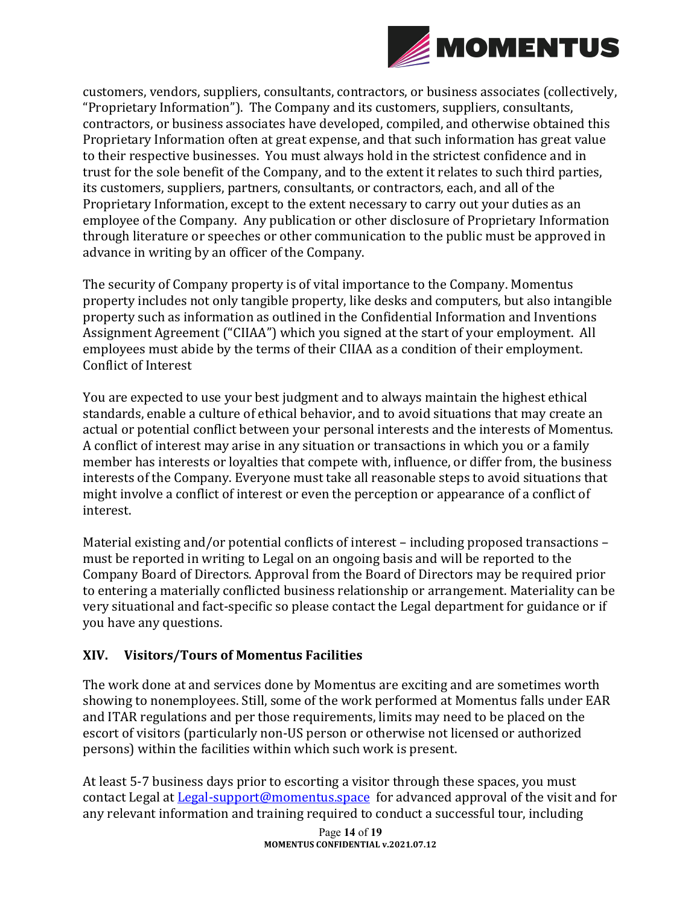customers, vendors, suppliers, consultants, contractors, or business associates (collectively, "Proprietary Information"). The Company and its customers, suppliers, consultants, contractors, or business associates have developed, compiled, and otherwise obtained this Proprietary Information often at great expense, and that such information has great value to their respective businesses. You must always hold in the strictest confidence and in trust for the sole benefit of the Company, and to the extent it relates to such third parties, its customers, suppliers, partners, consultants, or contractors, each, and all of the Proprietary Information, except to the extent necessary to carry out your duties as an employee of the Company. Any publication or other disclosure of Proprietary Information through literature or speeches or other communication to the public must be approved in advance in writing by an officer of the Company.

The security of Company property is of vital importance to the Company. Momentus property includes not only tangible property, like desks and computers, but also intangible property such as information as outlined in the Confidential Information and Inventions Assignment Agreement ("CIIAA") which you signed at the start of your employment. All employees must abide by the terms of their CIIAA as a condition of their employment.
Conflict of Interest

You are expected to use your best judgment and to always maintain the highest ethical standards, enable a culture of ethical behavior, and to avoid situations that may create an actual or potential conflict between your personal interests and the interests of Momentus. A conflict of interest may arise in any situation or transactions in which you or a family member has interests or loyalties that compete with, influence, or differ from, the business interests of the Company. Everyone must take all reasonable steps to avoid situations that might involve a conflict of interest or even the perception or appearance of a conflict of interest.

Material existing and/or potential conflicts of interest – including proposed transactions – must be reported in writing to Legal on an ongoing basis and will be reported to the Company Board of Directors. Approval from the Board of Directors may be required prior to entering a materially conflicted business relationship or arrangement. Materiality can be very situational and fact-specific so please contact the Legal department for guidance or if you have any questions.

## XIV. Visitors/Tours of Momentus Facilities

The work done at and services done by Momentus are exciting and are sometimes worth showing to nonemployees. Still, some of the work performed at Momentus falls under EAR and ITAR regulations and per those requirements, limits may need to be placed on the escort of visitors (particularly non-US person or otherwise not licensed or authorized persons) within the facilities within which such work is present.

At least 5-7 business days prior to escorting a visitor through these spaces, you must contact Legal at Legal-support@momentus.space for advanced approval of the visit and for any relevant information and training required to conduct a successful tour, including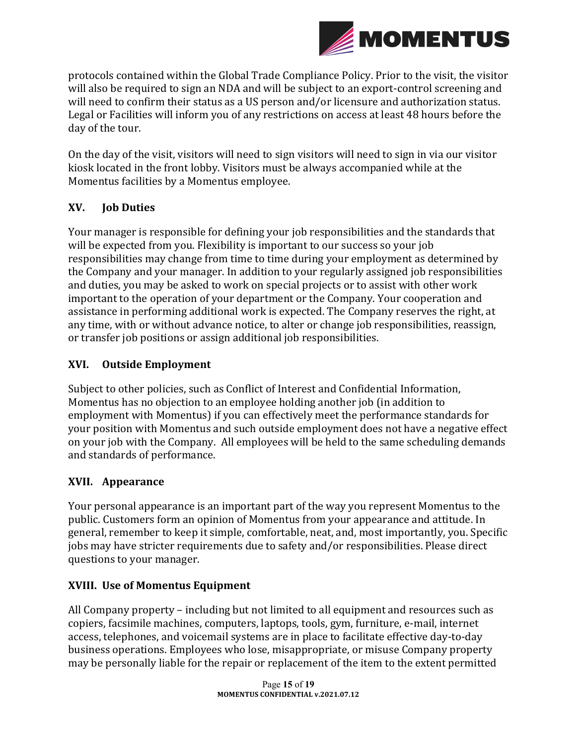protocols contained within the Global Trade Compliance Policy. Prior to the visit, the visitor will also be required to sign an NDA and will be subject to an export-control screening and will need to confirm their status as a US person and/or licensure and authorization status. Legal or Facilities will inform you of any restrictions on access at least 48 hours before the day of the tour.

On the day of the visit, visitors will need to sign visitors will need to sign in via our visitor kiosk located in the front lobby. Visitors must be always accompanied while at the Momentus facilities by a Momentus employee.

## XV. Job Duties

Your manager is responsible for defining your job responsibilities and the standards that will be expected from you. Flexibility is important to our success so your job responsibilities may change from time to time during your employment as determined by the Company and your manager. In addition to your regularly assigned job responsibilities and duties, you may be asked to work on special projects or to assist with other work important to the operation of your department or the Company. Your cooperation and assistance in performing additional work is expected. The Company reserves the right, at any time, with or without advance notice, to alter or change job responsibilities, reassign, or transfer job positions or assign additional job responsibilities.

## XVI. Outside Employment

Subject to other policies, such as Conflict of Interest and Confidential Information, Momentus has no objection to an employee holding another job (in addition to employment with Momentus) if you can effectively meet the performance standards for your position with Momentus and such outside employment does not have a negative effect on your job with the Company. All employees will be held to the same scheduling demands and standards of performance.

## XVII. Appearance

Your personal appearance is an important part of the way you represent Momentus to the public. Customers form an opinion of Momentus from your appearance and attitude. In general, remember to keep it simple, comfortable, neat, and, most importantly, you. Specific jobs may have stricter requirements due to safety and/or responsibilities. Please direct questions to your manager.

## XVIII. Use of Momentus Equipment

All Company property – including but not limited to all equipment and resources such as copiers, facsimile machines, computers, laptops, tools, gym, furniture, e-mail, internet access, telephones, and voicemail systems are in place to facilitate effective day-to-day business operations. Employees who lose, misappropriate, or misuse Company property may be personally liable for the repair or replacement of the item to the extent permitted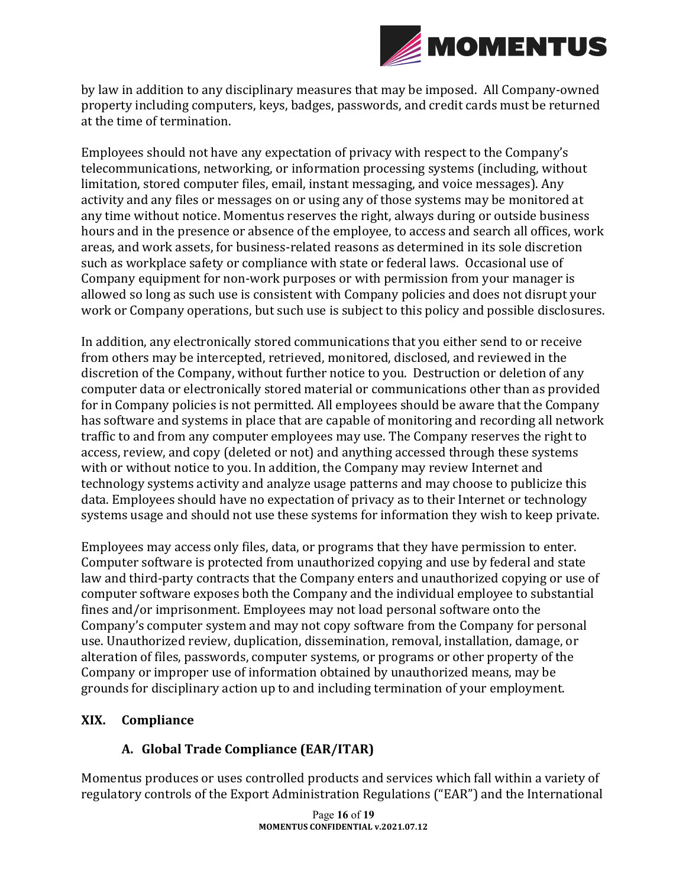by law in addition to any disciplinary measures that may be imposed. All Company-owned property including computers, keys, badges, passwords, and credit cards must be returned at the time of termination.

Employees should not have any expectation of privacy with respect to the Company's telecommunications, networking, or information processing systems (including, without limitation, stored computer files, email, instant messaging, and voice messages). Any activity and any files or messages on or using any of those systems may be monitored at any time without notice. Momentus reserves the right, always during or outside business hours and in the presence or absence of the employee, to access and search all offices, work areas, and work assets, for business-related reasons as determined in its sole discretion such as workplace safety or compliance with state or federal laws. Occasional use of Company equipment for non-work purposes or with permission from your manager is allowed so long as such use is consistent with Company policies and does not disrupt your work or Company operations, but such use is subject to this policy and possible disclosures.

In addition, any electronically stored communications that you either send to or receive from others may be intercepted, retrieved, monitored, disclosed, and reviewed in the discretion of the Company, without further notice to you. Destruction or deletion of any computer data or electronically stored material or communications other than as provided for in Company policies is not permitted. All employees should be aware that the Company has software and systems in place that are capable of monitoring and recording all network traffic to and from any computer employees may use. The Company reserves the right to access, review, and copy (deleted or not) and anything accessed through these systems with or without notice to you. In addition, the Company may review Internet and technology systems activity and analyze usage patterns and may choose to publicize this data. Employees should have no expectation of privacy as to their Internet or technology systems usage and should not use these systems for information they wish to keep private.

Employees may access only files, data, or programs that they have permission to enter. Computer software is protected from unauthorized copying and use by federal and state law and third-party contracts that the Company enters and unauthorized copying or use of computer software exposes both the Company and the individual employee to substantial fines and/or imprisonment. Employees may not load personal software onto the Company's computer system and may not copy software from the Company for personal use. Unauthorized review, duplication, dissemination, removal, installation, damage, or alteration of files, passwords, computer systems, or programs or other property of the Company or improper use of information obtained by unauthorized means, may be grounds for disciplinary action up to and including termination of your employment.

## XIX. Compliance

### A. Global Trade Compliance (EAR/ITAR)

Momentus produces or uses controlled products and services which fall within a variety of regulatory controls of the Export Administration Regulations ("EAR") and the International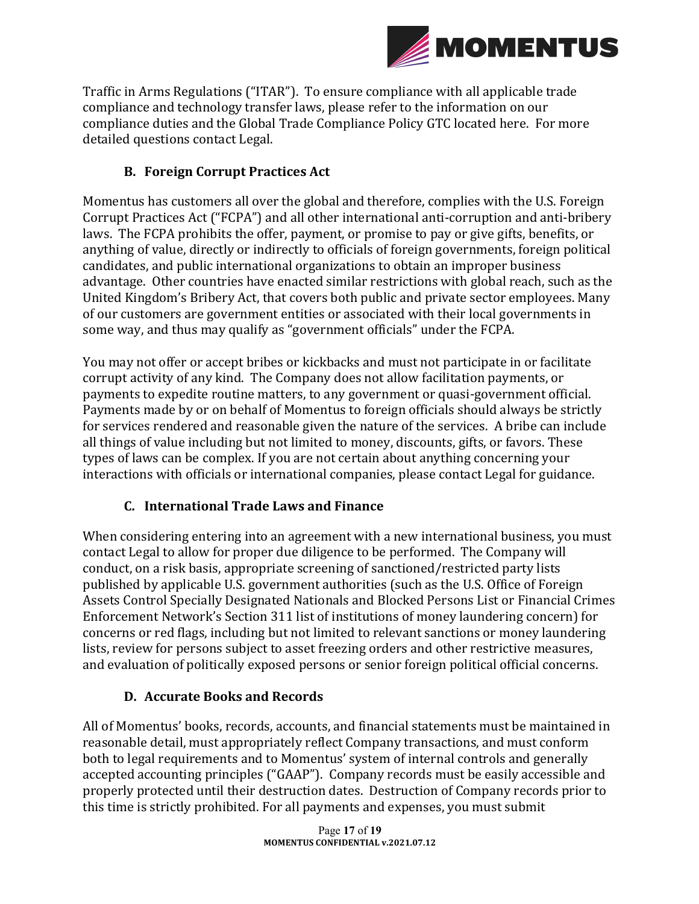Traffic in Arms Regulations ("ITAR"). To ensure compliance with all applicable trade compliance and technology transfer laws, please refer to the information on our compliance duties and the Global Trade Compliance Policy GTC located here. For more detailed questions contact Legal.

### B. Foreign Corrupt Practices Act

Momentus has customers all over the global and therefore, complies with the U.S. Foreign Corrupt Practices Act ("FCPA") and all other international anti-corruption and anti-bribery laws. The FCPA prohibits the offer, payment, or promise to pay or give gifts, benefits, or anything of value, directly or indirectly to officials of foreign governments, foreign political candidates, and public international organizations to obtain an improper business advantage. Other countries have enacted similar restrictions with global reach, such as the United Kingdom's Bribery Act, that covers both public and private sector employees. Many of our customers are government entities or associated with their local governments in some way, and thus may qualify as "government officials" under the FCPA.

You may not offer or accept bribes or kickbacks and must not participate in or facilitate corrupt activity of any kind. The Company does not allow facilitation payments, or payments to expedite routine matters, to any government or quasi-government official. Payments made by or on behalf of Momentus to foreign officials should always be strictly for services rendered and reasonable given the nature of the services. A bribe can include all things of value including but not limited to money, discounts, gifts, or favors. These types of laws can be complex. If you are not certain about anything concerning your interactions with officials or international companies, please contact Legal for guidance.

### C. International Trade Laws and Finance

When considering entering into an agreement with a new international business, you must contact Legal to allow for proper due diligence to be performed. The Company will conduct, on a risk basis, appropriate screening of sanctioned/restricted party lists published by applicable U.S. government authorities (such as the U.S. Office of Foreign Assets Control Specially Designated Nationals and Blocked Persons List or Financial Crimes Enforcement Network's Section 311 list of institutions of money laundering concern) for concerns or red flags, including but not limited to relevant sanctions or money laundering lists, review for persons subject to asset freezing orders and other restrictive measures, and evaluation of politically exposed persons or senior foreign political official concerns.

### D. Accurate Books and Records

All of Momentus' books, records, accounts, and financial statements must be maintained in reasonable detail, must appropriately reflect Company transactions, and must conform both to legal requirements and to Momentus' system of internal controls and generally accepted accounting principles ("GAAP"). Company records must be easily accessible and properly protected until their destruction dates. Destruction of Company records prior to this time is strictly prohibited. For all payments and expenses, you must submit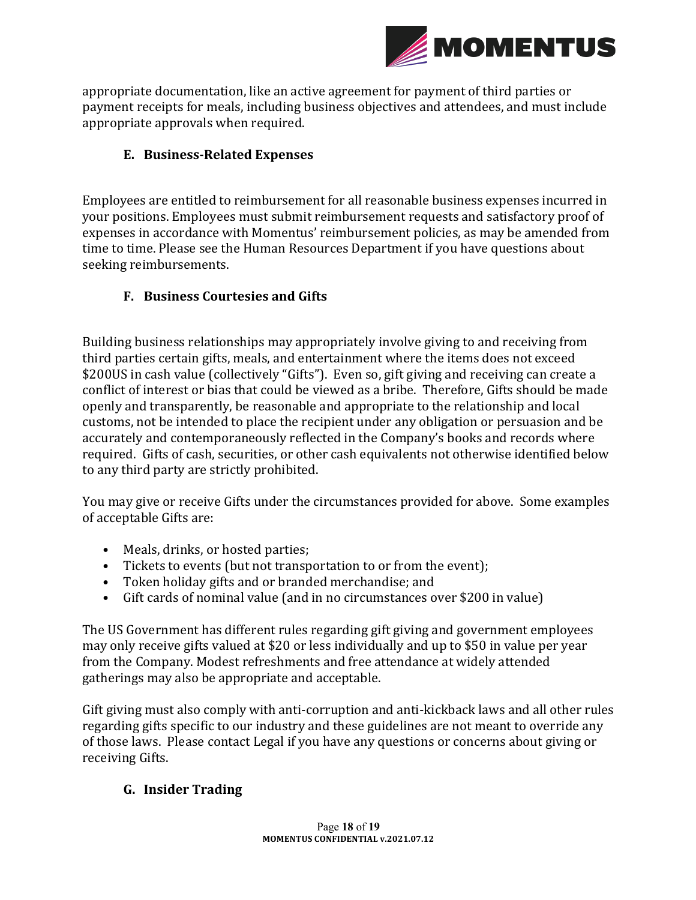appropriate documentation, like an active agreement for payment of third parties or payment receipts for meals, including business objectives and attendees, and must include appropriate approvals when required.

### E. Business-Related Expenses

Employees are entitled to reimbursement for all reasonable business expenses incurred in your positions. Employees must submit reimbursement requests and satisfactory proof of expenses in accordance with Momentus' reimbursement policies, as may be amended from time to time. Please see the Human Resources Department if you have questions about seeking reimbursements.

### F. Business Courtesies and Gifts

Building business relationships may appropriately involve giving to and receiving from third parties certain gifts, meals, and entertainment where the items does not exceed $200US in cash value (collectively "Gifts"). Even so, gift giving and receiving can create a conflict of interest or bias that could be viewed as a bribe. Therefore, Gifts should be made openly and transparently, be reasonable and appropriate to the relationship and local customs, not be intended to place the recipient under any obligation or persuasion and be accurately and contemporaneously reflected in the Company's books and records where required. Gifts of cash, securities, or other cash equivalents not otherwise identified below to any third party are strictly prohibited.

You may give or receive Gifts under the circumstances provided for above. Some examples of acceptable Gifts are:

- Meals, drinks, or hosted parties;
- Tickets to events (but not transportation to or from the event);
- Token holiday gifts and or branded merchandise; and
- Gift cards of nominal value (and in no circumstances over $200 in value)

The US Government has different rules regarding gift giving and government employees may only receive gifts valued at $20 or less individually and up to $50 in value per year from the Company. Modest refreshments and free attendance at widely attended gatherings may also be appropriate and acceptable.

Gift giving must also comply with anti-corruption and anti-kickback laws and all other rules regarding gifts specific to our industry and these guidelines are not meant to override any of those laws. Please contact Legal if you have any questions or concerns about giving or receiving Gifts.

### G. Insider Trading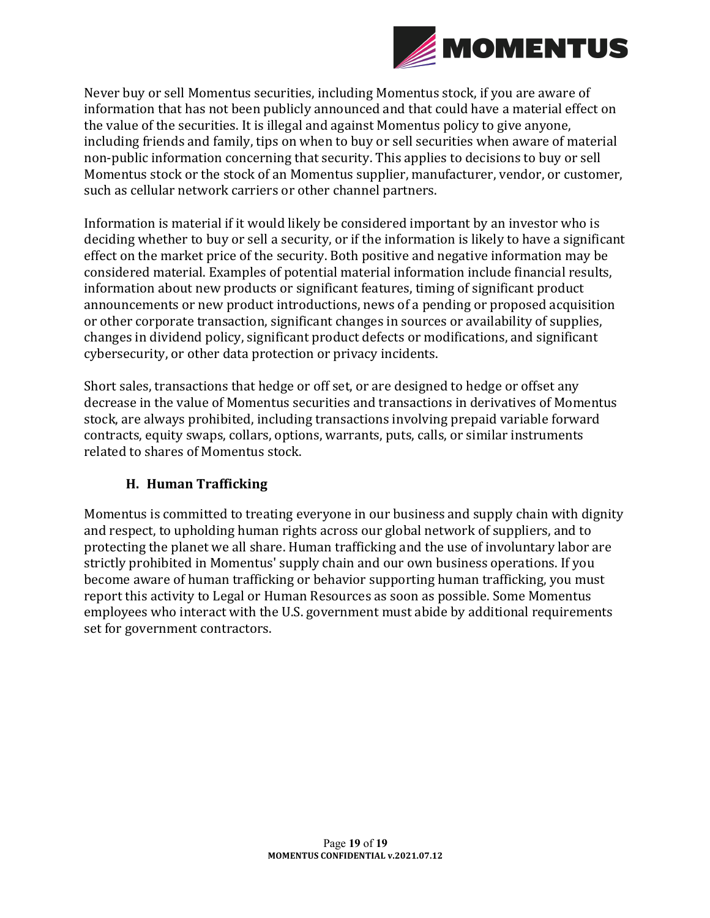Never buy or sell Momentus securities, including Momentus stock, if you are aware of information that has not been publicly announced and that could have a material effect on the value of the securities. It is illegal and against Momentus policy to give anyone, including friends and family, tips on when to buy or sell securities when aware of material non-public information concerning that security. This applies to decisions to buy or sell Momentus stock or the stock of an Momentus supplier, manufacturer, vendor, or customer, such as cellular network carriers or other channel partners.

Information is material if it would likely be considered important by an investor who is deciding whether to buy or sell a security, or if the information is likely to have a significant effect on the market price of the security. Both positive and negative information may be considered material. Examples of potential material information include financial results, information about new products or significant features, timing of significant product announcements or new product introductions, news of a pending or proposed acquisition or other corporate transaction, significant changes in sources or availability of supplies, changes in dividend policy, significant product defects or modifications, and significant cybersecurity, or other data protection or privacy incidents.

Short sales, transactions that hedge or off set, or are designed to hedge or offset any decrease in the value of Momentus securities and transactions in derivatives of Momentus stock, are always prohibited, including transactions involving prepaid variable forward contracts, equity swaps, collars, options, warrants, puts, calls, or similar instruments related to shares of Momentus stock.

### H. Human Trafficking

Momentus is committed to treating everyone in our business and supply chain with dignity and respect, to upholding human rights across our global network of suppliers, and to protecting the planet we all share. Human trafficking and the use of involuntary labor are strictly prohibited in Momentus' supply chain and our own business operations. If you become aware of human trafficking or behavior supporting human trafficking, you must report this activity to Legal or Human Resources as soon as possible. Some Momentus employees who interact with the U.S. government must abide by additional requirements set for government contractors.